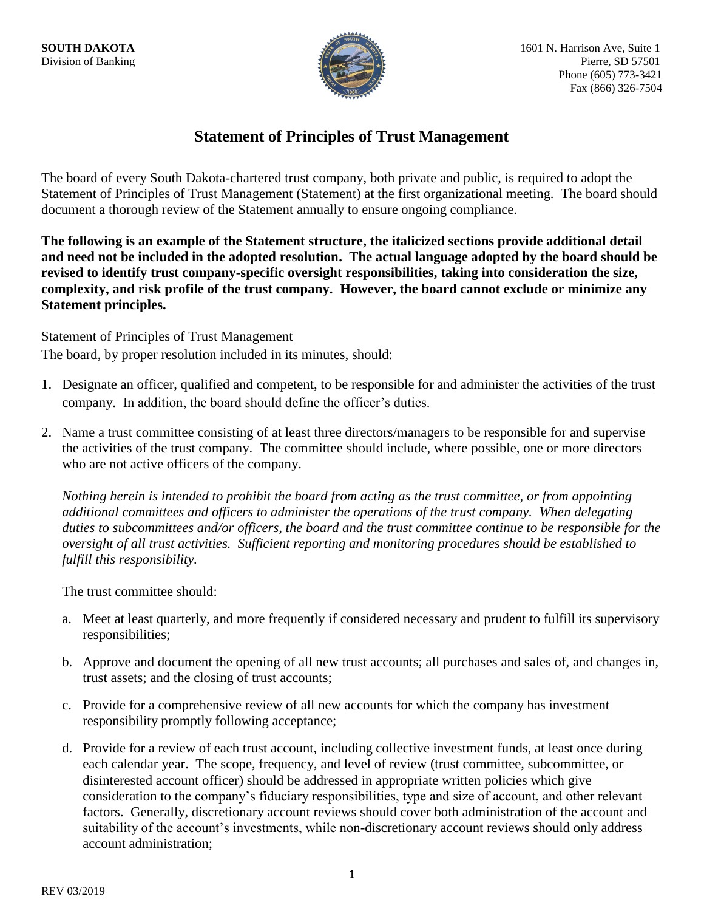**SOUTH DAKOTA**
Division of Banking

1601 N. Harrison Ave, Suite 1
Pierre, SD 57501
Phone (605) 773-3421
Fax (866) 326-7504

# Statement of Principles of Trust Management

The board of every South Dakota-chartered trust company, both private and public, is required to adopt the Statement of Principles of Trust Management (Statement) at the first organizational meeting. The board should document a thorough review of the Statement annually to ensure ongoing compliance.

**The following is an example of the Statement structure, the italicized sections provide additional detail and need not be included in the adopted resolution. The actual language adopted by the board should be revised to identify trust company-specific oversight responsibilities, taking into consideration the size, complexity, and risk profile of the trust company. However, the board cannot exclude or minimize any Statement principles.**

<u>Statement of Principles of Trust Management</u>

The board, by proper resolution included in its minutes, should:

1. Designate an officer, qualified and competent, to be responsible for and administer the activities of the trust company. In addition, the board should define the officer's duties.

2. Name a trust committee consisting of at least three directors/managers to be responsible for and supervise the activities of the trust company. The committee should include, where possible, one or more directors who are not active officers of the company.

   *Nothing herein is intended to prohibit the board from acting as the trust committee, or from appointing additional committees and officers to administer the operations of the trust company. When delegating duties to subcommittees and/or officers, the board and the trust committee continue to be responsible for the oversight of all trust activities. Sufficient reporting and monitoring procedures should be established to fulfill this responsibility.*

   The trust committee should:

   a. Meet at least quarterly, and more frequently if considered necessary and prudent to fulfill its supervisory responsibilities;

   b. Approve and document the opening of all new trust accounts; all purchases and sales of, and changes in, trust assets; and the closing of trust accounts;

   c. Provide for a comprehensive review of all new accounts for which the company has investment responsibility promptly following acceptance;

   d. Provide for a review of each trust account, including collective investment funds, at least once during each calendar year. The scope, frequency, and level of review (trust committee, subcommittee, or disinterested account officer) should be addressed in appropriate written policies which give consideration to the company's fiduciary responsibilities, type and size of account, and other relevant factors. Generally, discretionary account reviews should cover both administration of the account and suitability of the account's investments, while non-discretionary account reviews should only address account administration;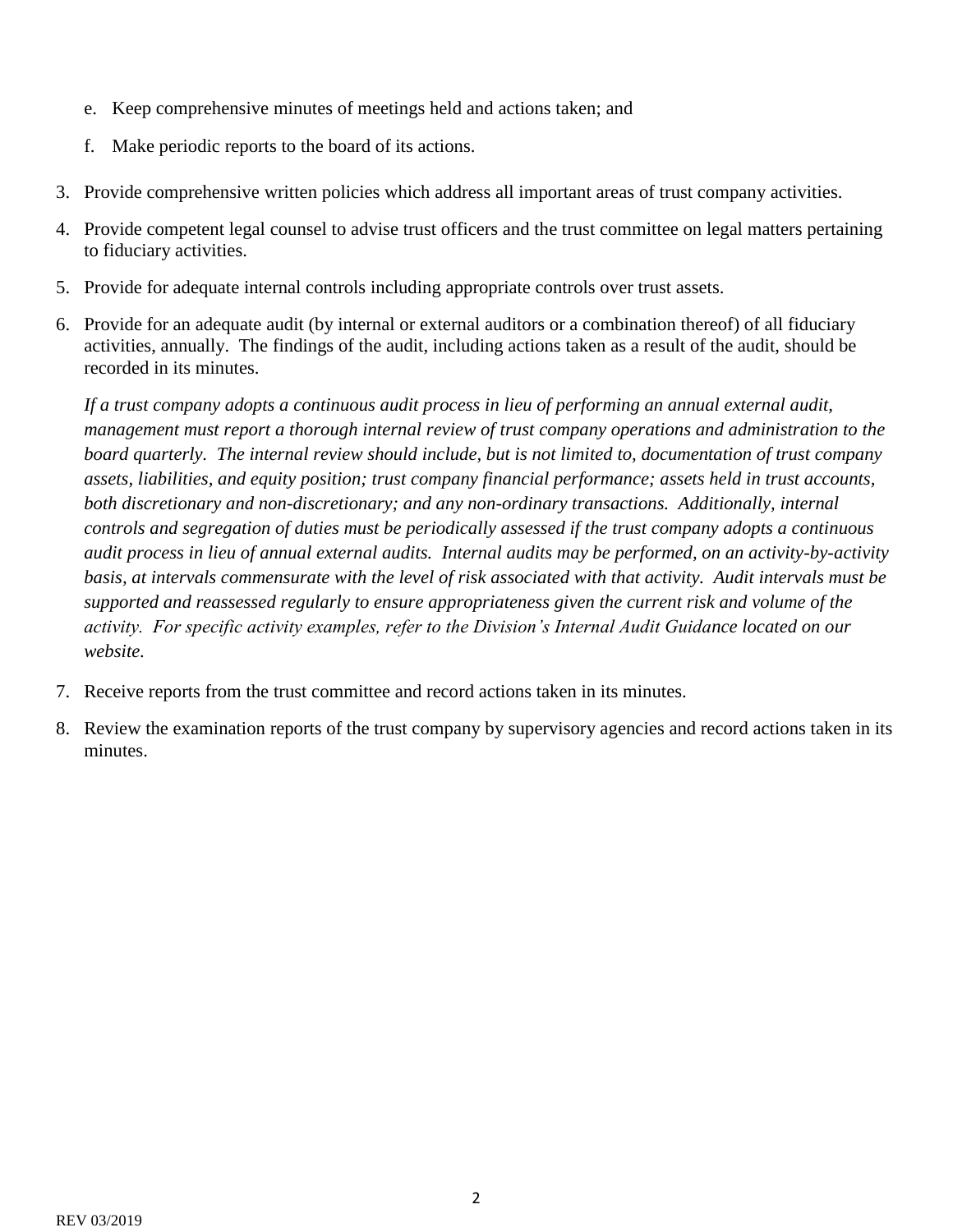e. Keep comprehensive minutes of meetings held and actions taken; and

   f. Make periodic reports to the board of its actions.

3. Provide comprehensive written policies which address all important areas of trust company activities.

4. Provide competent legal counsel to advise trust officers and the trust committee on legal matters pertaining to fiduciary activities.

5. Provide for adequate internal controls including appropriate controls over trust assets.

6. Provide for an adequate audit (by internal or external auditors or a combination thereof) of all fiduciary activities, annually. The findings of the audit, including actions taken as a result of the audit, should be recorded in its minutes.

   *If a trust company adopts a continuous audit process in lieu of performing an annual external audit, management must report a thorough internal review of trust company operations and administration to the board quarterly. The internal review should include, but is not limited to, documentation of trust company assets, liabilities, and equity position; trust company financial performance; assets held in trust accounts, both discretionary and non-discretionary; and any non-ordinary transactions. Additionally, internal controls and segregation of duties must be periodically assessed if the trust company adopts a continuous audit process in lieu of annual external audits. Internal audits may be performed, on an activity-by-activity basis, at intervals commensurate with the level of risk associated with that activity. Audit intervals must be supported and reassessed regularly to ensure appropriateness given the current risk and volume of the activity. For specific activity examples, refer to the Division's Internal Audit Guidance located on our website.*

7. Receive reports from the trust committee and record actions taken in its minutes.

8. Review the examination reports of the trust company by supervisory agencies and record actions taken in its minutes.